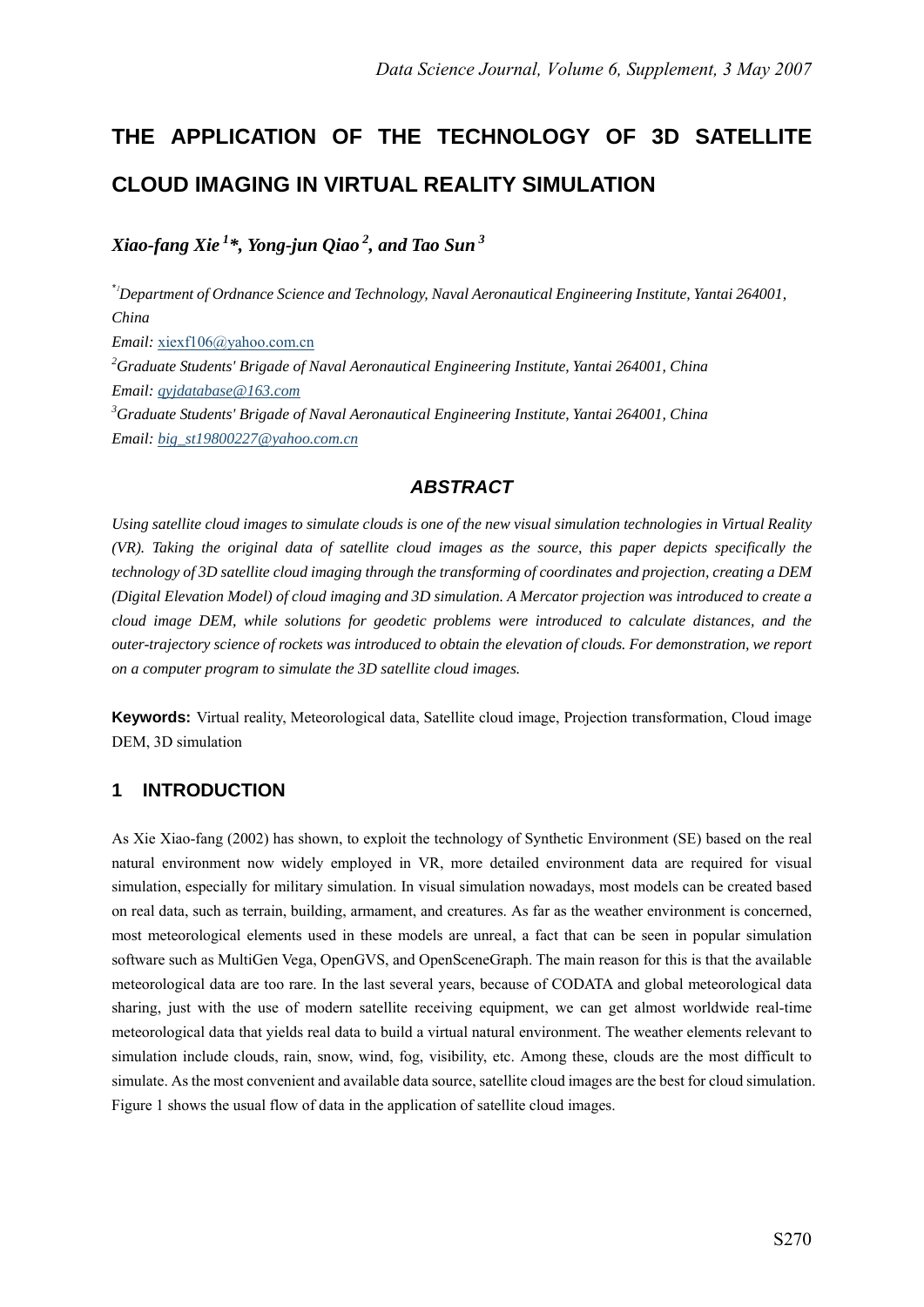# THE APPLICATION OF THE TECHNOLOGY OF 3D SATELLITE CLOUD IMAGING IN VIRTUAL REALITY SIMULATION

***Xiao-fang Xie*** [1]***\*, Yong-jun Qiao*** [2]***, and Tao Sun*** [3]

[*1] *Department of Ordnance Science and Technology, Naval Aeronautical Engineering Institute, Yantai 264001, China*

*Email:* xiexf106@yahoo.com.cn

[2] *Graduate Students' Brigade of Naval Aeronautical Engineering Institute, Yantai 264001, China*

*Email:* qyjdatabase@163.com

[3] *Graduate Students' Brigade of Naval Aeronautical Engineering Institute, Yantai 264001, China*

*Email:* big_st19800227@yahoo.com.cn

### *ABSTRACT*

*Using satellite cloud images to simulate clouds is one of the new visual simulation technologies in Virtual Reality (VR). Taking the original data of satellite cloud images as the source, this paper depicts specifically the technology of 3D satellite cloud imaging through the transforming of coordinates and projection, creating a DEM (Digital Elevation Model) of cloud imaging and 3D simulation. A Mercator projection was introduced to create a cloud image DEM, while solutions for geodetic problems were introduced to calculate distances, and the outer-trajectory science of rockets was introduced to obtain the elevation of clouds. For demonstration, we report on a computer program to simulate the 3D satellite cloud images.*

**Keywords:** Virtual reality, Meteorological data, Satellite cloud image, Projection transformation, Cloud image DEM, 3D simulation

## 1 INTRODUCTION

As Xie Xiao-fang (2002) has shown, to exploit the technology of Synthetic Environment (SE) based on the real natural environment now widely employed in VR, more detailed environment data are required for visual simulation, especially for military simulation. In visual simulation nowadays, most models can be created based on real data, such as terrain, building, armament, and creatures. As far as the weather environment is concerned, most meteorological elements used in these models are unreal, a fact that can be seen in popular simulation software such as MultiGen Vega, OpenGVS, and OpenSceneGraph. The main reason for this is that the available meteorological data are too rare. In the last several years, because of CODATA and global meteorological data sharing, just with the use of modern satellite receiving equipment, we can get almost worldwide real-time meteorological data that yields real data to build a virtual natural environment. The weather elements relevant to simulation include clouds, rain, snow, wind, fog, visibility, etc. Among these, clouds are the most difficult to simulate. As the most convenient and available data source, satellite cloud images are the best for cloud simulation. Figure 1 shows the usual flow of data in the application of satellite cloud images.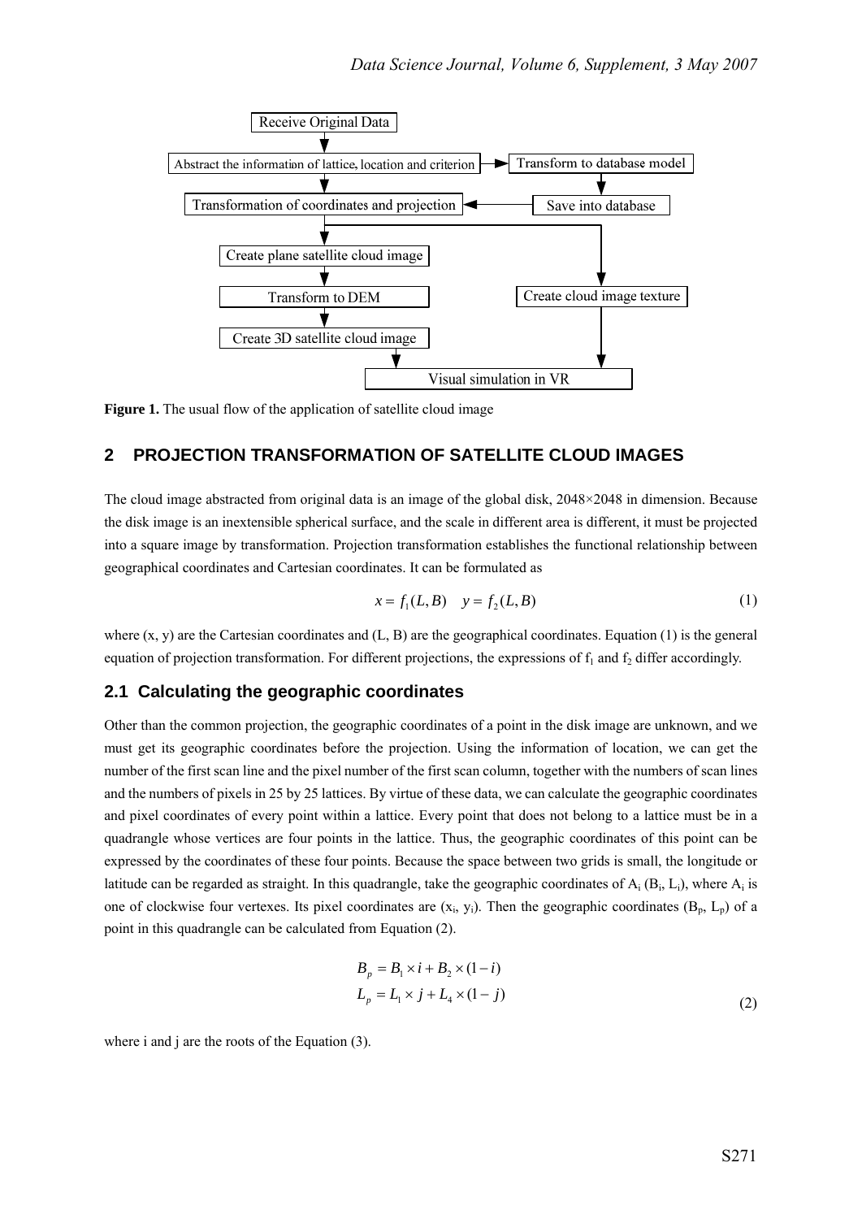**Figure 1.** The usual flow of the application of satellite cloud image

## 2 PROJECTION TRANSFORMATION OF SATELLITE CLOUD IMAGES

The cloud image abstracted from original data is an image of the global disk, 2048×2048 in dimension. Because the disk image is an inextensible spherical surface, and the scale in different area is different, it must be projected into a square image by transformation. Projection transformation establishes the functional relationship between geographical coordinates and Cartesian coordinates. It can be formulated as

$$x = f_1(L, B) \quad y = f_2(L, B) \tag{1}$$

where (x, y) are the Cartesian coordinates and (L, B) are the geographical coordinates. Equation (1) is the general equation of projection transformation. For different projections, the expressions of $f_1$ and $f_2$ differ accordingly.

### 2.1 Calculating the geographic coordinates

Other than the common projection, the geographic coordinates of a point in the disk image are unknown, and we must get its geographic coordinates before the projection. Using the information of location, we can get the number of the first scan line and the pixel number of the first scan column, together with the numbers of scan lines and the numbers of pixels in 25 by 25 lattices. By virtue of these data, we can calculate the geographic coordinates and pixel coordinates of every point within a lattice. Every point that does not belong to a lattice must be in a quadrangle whose vertices are four points in the lattice. Thus, the geographic coordinates of this point can be expressed by the coordinates of these four points. Because the space between two grids is small, the longitude or latitude can be regarded as straight. In this quadrangle, take the geographic coordinates of $A_i$ ($B_i$, $L_i$), where $A_i$ is one of clockwise four vertexes. Its pixel coordinates are ($x_i$, $y_i$). Then the geographic coordinates ($B_p$, $L_p$) of a point in this quadrangle can be calculated from Equation (2).

$$\begin{aligned} B_p &= B_1 \times i + B_2 \times (1 - i) \\ L_p &= L_1 \times j + L_4 \times (1 - j) \end{aligned} \tag{2}$$

where i and j are the roots of the Equation (3).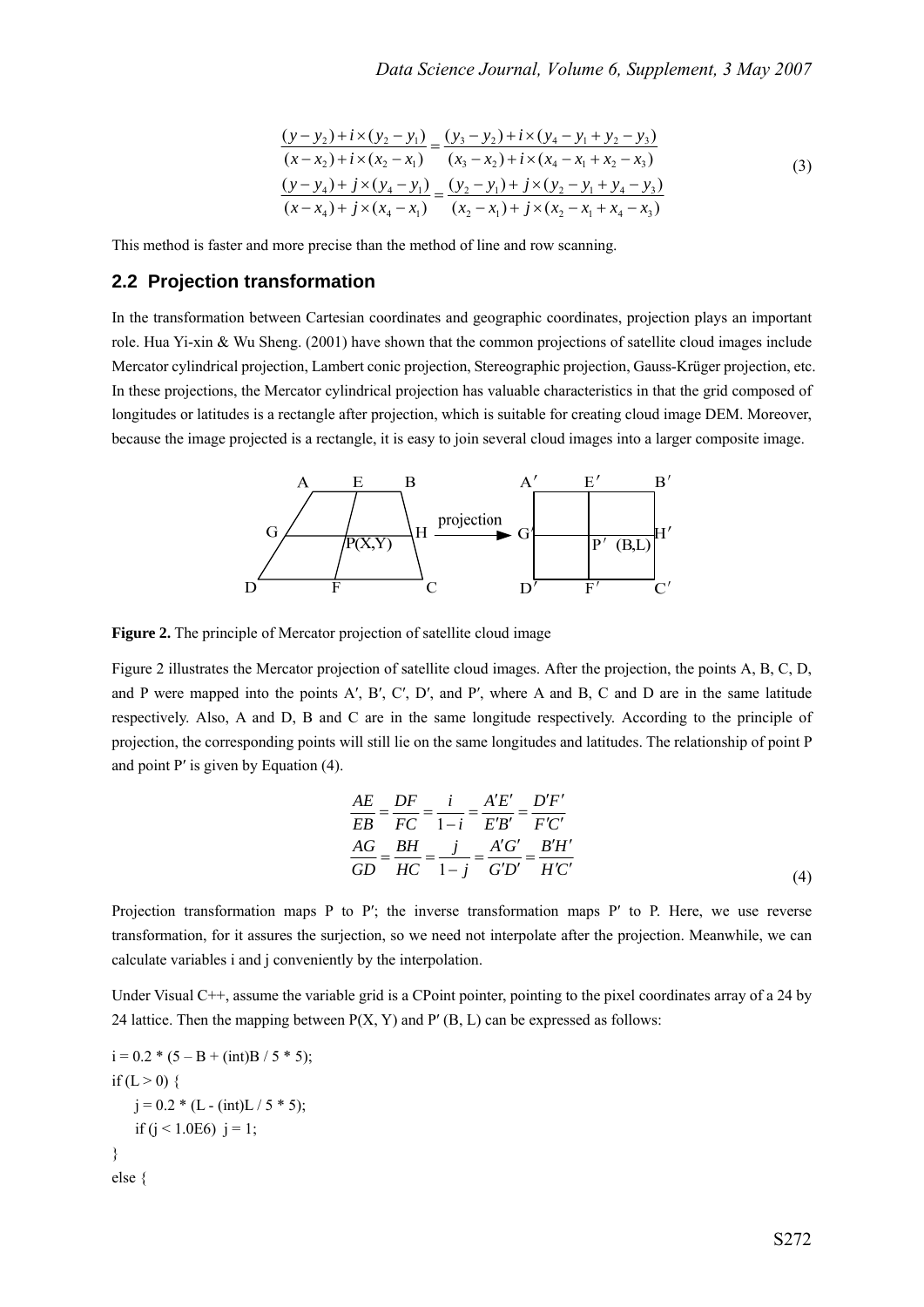$$
\begin{aligned}
\frac{(y-y_2)+i\times(y_2-y_1)}{(x-x_2)+i\times(x_2-x_1)} &= \frac{(y_3-y_2)+i\times(y_4-y_1+y_2-y_3)}{(x_3-x_2)+i\times(x_4-x_1+x_2-x_3)} \\
\frac{(y-y_4)+j\times(y_4-y_1)}{(x-x_4)+j\times(x_4-x_1)} &= \frac{(y_2-y_1)+j\times(y_2-y_1+y_4-y_3)}{(x_2-x_1)+j\times(x_2-x_1+x_4-x_3)}
\end{aligned} \tag{3}
$$

This method is faster and more precise than the method of line and row scanning.

## 2.2 Projection transformation

In the transformation between Cartesian coordinates and geographic coordinates, projection plays an important role. Hua Yi-xin & Wu Sheng. (2001) have shown that the common projections of satellite cloud images include Mercator cylindrical projection, Lambert conic projection, Stereographic projection, Gauss-Krüger projection, etc. In these projections, the Mercator cylindrical projection has valuable characteristics in that the grid composed of longitudes or latitudes is a rectangle after projection, which is suitable for creating cloud image DEM. Moreover, because the image projected is a rectangle, it is easy to join several cloud images into a larger composite image.

**Figure 2.** The principle of Mercator projection of satellite cloud image

Figure 2 illustrates the Mercator projection of satellite cloud images. After the projection, the points A, B, C, D, and P were mapped into the points A′, B′, C′, D′, and P′, where A and B, C and D are in the same latitude respectively. Also, A and D, B and C are in the same longitude respectively. According to the principle of projection, the corresponding points will still lie on the same longitudes and latitudes. The relationship of point P and point P′ is given by Equation (4).

$$
\begin{aligned}
\frac{AE}{EB} &= \frac{DF}{FC} = \frac{i}{1-i} = \frac{A'E'}{E'B'} = \frac{D'F'}{F'C'} \\
\frac{AG}{GD} &= \frac{BH}{HC} = \frac{j}{1-j} = \frac{A'G'}{G'D'} = \frac{B'H'}{H'C'}
\end{aligned} \tag{4}
$$

Projection transformation maps P to P′; the inverse transformation maps P′ to P. Here, we use reverse transformation, for it assures the surjection, so we need not interpolate after the projection. Meanwhile, we can calculate variables i and j conveniently by the interpolation.

Under Visual C++, assume the variable grid is a CPoint pointer, pointing to the pixel coordinates array of a 24 by 24 lattice. Then the mapping between P(X, Y) and P′ (B, L) can be expressed as follows:

```
i = 0.2 * (5 – B + (int)B / 5 * 5);
if (L > 0) {
    j = 0.2 * (L - (int)L / 5 * 5);
    if (j < 1.0E6)  j = 1;
}
else {
```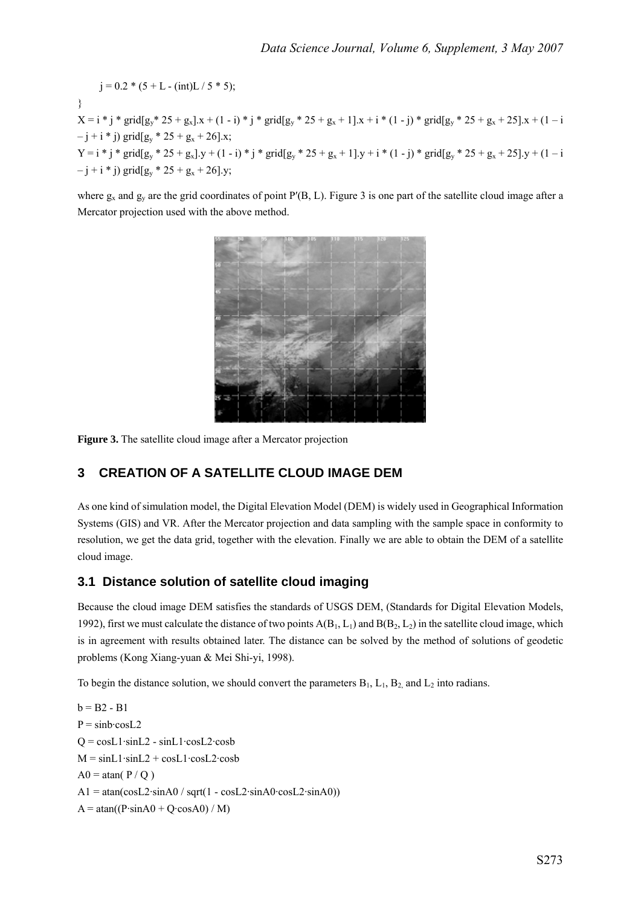$j = 0.2 * (5 + L - (int)L / 5 * 5);$

}

$X = i * j * grid[g_y* 25 + g_x].x + (1 - i) * j * grid[g_y * 25 + g_x + 1].x + i * (1 - j) * grid[g_y * 25 + g_x + 25].x + (1 – i – j + i * j) grid[g_y * 25 + g_x + 26].x;$

$Y = i * j * grid[g_y * 25 + g_x].y + (1 - i) * j * grid[g_y * 25 + g_x + 1].y + i * (1 - j) * grid[g_y * 25 + g_x + 25].y + (1 – i – j + i * j) grid[g_y * 25 + g_x + 26].y;$

where $g_x$ and $g_y$ are the grid coordinates of point $P'(B, L)$. Figure 3 is one part of the satellite cloud image after a Mercator projection used with the above method.

**Figure 3.** The satellite cloud image after a Mercator projection

## 3 CREATION OF A SATELLITE CLOUD IMAGE DEM

As one kind of simulation model, the Digital Elevation Model (DEM) is widely used in Geographical Information Systems (GIS) and VR. After the Mercator projection and data sampling with the sample space in conformity to resolution, we get the data grid, together with the elevation. Finally we are able to obtain the DEM of a satellite cloud image.

### 3.1 Distance solution of satellite cloud imaging

Because the cloud image DEM satisfies the standards of USGS DEM, (Standards for Digital Elevation Models, 1992), first we must calculate the distance of two points $A(B_1, L_1)$ and $B(B_2, L_2)$ in the satellite cloud image, which is in agreement with results obtained later. The distance can be solved by the method of solutions of geodetic problems (Kong Xiang-yuan & Mei Shi-yi, 1998).

To begin the distance solution, we should convert the parameters $B_1$, $L_1$, $B_2$, and $L_2$ into radians.

$b = B2 - B1$

$P = \sin b \cdot \cos L2$

$Q = \cos L1 \cdot \sin L2 - \sin L1 \cdot \cos L2 \cdot \cos b$

$M = \sin L1 \cdot \sin L2 + \cos L1 \cdot \cos L2 \cdot \cos b$

$A0 = \mathrm{atan}( P / Q )$

$A1 = \mathrm{atan}(\cos L2 \cdot \sin A0 / \mathrm{sqrt}(1 - \cos L2 \cdot \sin A0 \cdot \cos L2 \cdot \sin A0))$

$A = \mathrm{atan}((P \cdot \sin A0 + Q \cdot \cos A0) / M)$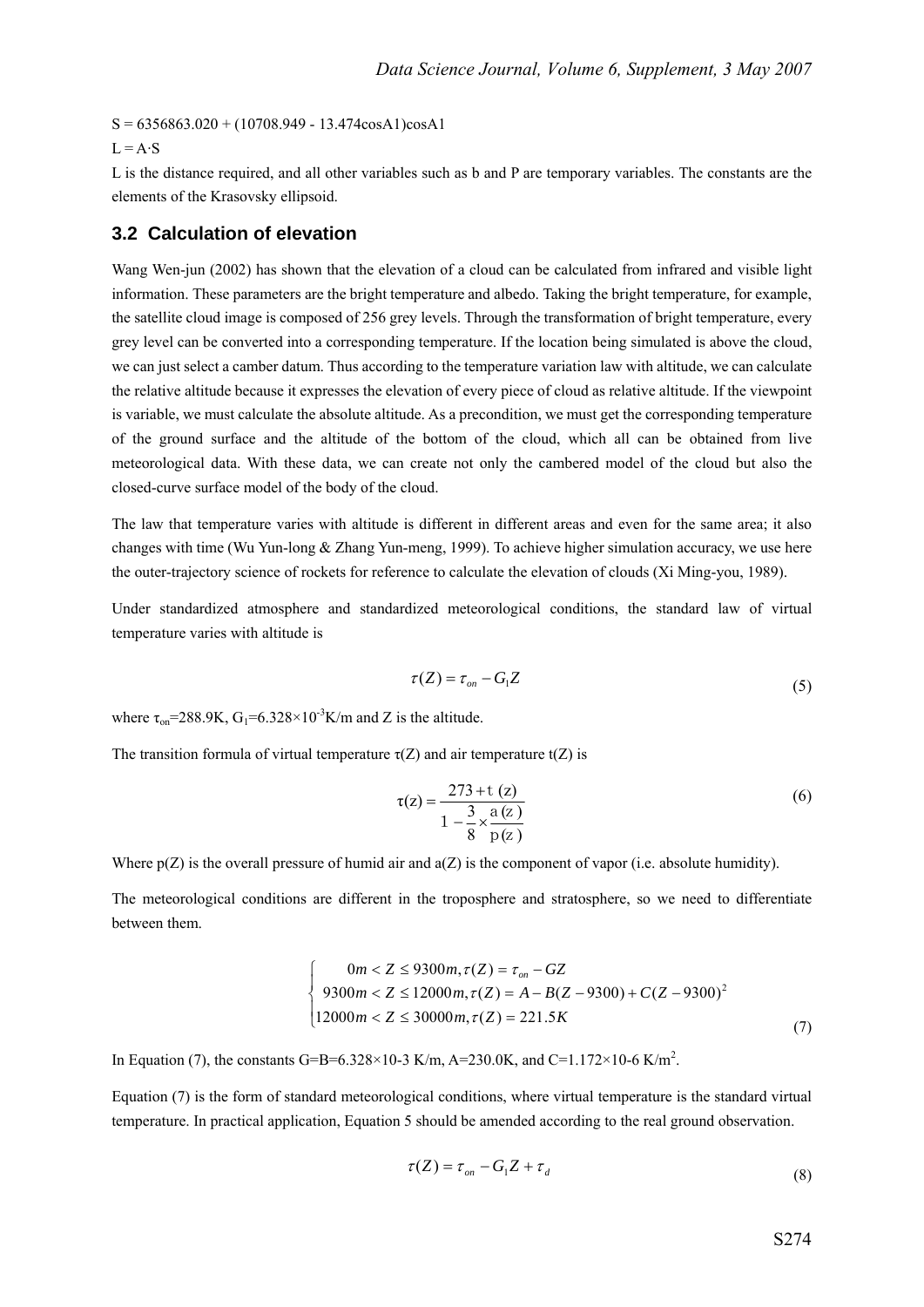S = 6356863.020 + (10708.949 - 13.474cosA1)cosA1

L = A·S

L is the distance required, and all other variables such as b and P are temporary variables. The constants are the elements of the Krasovsky ellipsoid.

## 3.2 Calculation of elevation

Wang Wen-jun (2002) has shown that the elevation of a cloud can be calculated from infrared and visible light information. These parameters are the bright temperature and albedo. Taking the bright temperature, for example, the satellite cloud image is composed of 256 grey levels. Through the transformation of bright temperature, every grey level can be converted into a corresponding temperature. If the location being simulated is above the cloud, we can just select a camber datum. Thus according to the temperature variation law with altitude, we can calculate the relative altitude because it expresses the elevation of every piece of cloud as relative altitude. If the viewpoint is variable, we must calculate the absolute altitude. As a precondition, we must get the corresponding temperature of the ground surface and the altitude of the bottom of the cloud, which all can be obtained from live meteorological data. With these data, we can create not only the cambered model of the cloud but also the closed-curve surface model of the body of the cloud.

The law that temperature varies with altitude is different in different areas and even for the same area; it also changes with time (Wu Yun-long & Zhang Yun-meng, 1999). To achieve higher simulation accuracy, we use here the outer-trajectory science of rockets for reference to calculate the elevation of clouds (Xi Ming-you, 1989).

Under standardized atmosphere and standardized meteorological conditions, the standard law of virtual temperature varies with altitude is

$$\tau(Z) = \tau_{on} - G_1 Z \tag{5}$$

where $\tau_{on}$=288.9K, $G_1$=6.328×$10^{-3}$K/m and Z is the altitude.

The transition formula of virtual temperature τ(Z) and air temperature t(Z) is

$$\tau(z) = \frac{273 + t\,(z)}{1 - \frac{3}{8} \times \frac{a\,(z)}{p\,(z)}} \tag{6}$$

Where p(Z) is the overall pressure of humid air and a(Z) is the component of vapor (i.e. absolute humidity).

The meteorological conditions are different in the troposphere and stratosphere, so we need to differentiate between them.

$$\begin{cases} 0m < Z \le 9300m, \tau(Z) = \tau_{on} - GZ \\ 9300m < Z \le 12000m, \tau(Z) = A - B(Z - 9300) + C(Z - 9300)^2 \\ 12000m < Z \le 30000m, \tau(Z) = 221.5K \end{cases} \tag{7}$$

In Equation (7), the constants G=B=6.328×10-3 K/m, A=230.0K, and C=1.172×10-6 K/m$^2$.

Equation (7) is the form of standard meteorological conditions, where virtual temperature is the standard virtual temperature. In practical application, Equation 5 should be amended according to the real ground observation.

$$\tau(Z) = \tau_{on} - G_1 Z + \tau_d \tag{8}$$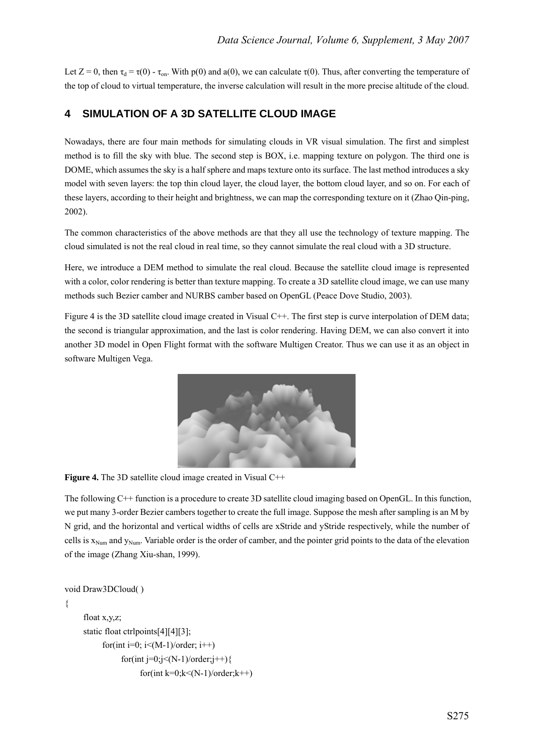Let Z = 0, then $\tau_d = \tau(0) - \tau_{on}$. With p(0) and a(0), we can calculate $\tau(0)$. Thus, after converting the temperature of the top of cloud to virtual temperature, the inverse calculation will result in the more precise altitude of the cloud.

## 4 SIMULATION OF A 3D SATELLITE CLOUD IMAGE

Nowadays, there are four main methods for simulating clouds in VR visual simulation. The first and simplest method is to fill the sky with blue. The second step is BOX, i.e. mapping texture on polygon. The third one is DOME, which assumes the sky is a half sphere and maps texture onto its surface. The last method introduces a sky model with seven layers: the top thin cloud layer, the cloud layer, the bottom cloud layer, and so on. For each of these layers, according to their height and brightness, we can map the corresponding texture on it (Zhao Qin-ping, 2002).

The common characteristics of the above methods are that they all use the technology of texture mapping. The cloud simulated is not the real cloud in real time, so they cannot simulate the real cloud with a 3D structure.

Here, we introduce a DEM method to simulate the real cloud. Because the satellite cloud image is represented with a color, color rendering is better than texture mapping. To create a 3D satellite cloud image, we can use many methods such Bezier camber and NURBS camber based on OpenGL (Peace Dove Studio, 2003).

Figure 4 is the 3D satellite cloud image created in Visual C++. The first step is curve interpolation of DEM data; the second is triangular approximation, and the last is color rendering. Having DEM, we can also convert it into another 3D model in Open Flight format with the software Multigen Creator. Thus we can use it as an object in software Multigen Vega.

**Figure 4.** The 3D satellite cloud image created in Visual C++

The following C++ function is a procedure to create 3D satellite cloud imaging based on OpenGL. In this function, we put many 3-order Bezier cambers together to create the full image. Suppose the mesh after sampling is an M by N grid, and the horizontal and vertical widths of cells are xStride and yStride respectively, while the number of cells is $x_{Num}$ and $y_{Num}$. Variable order is the order of camber, and the pointer grid points to the data of the elevation of the image (Zhang Xiu-shan, 1999).

```
void Draw3DCloud( )
{
    float x,y,z;
    static float ctrlpoints[4][4][3];
        for(int i=0; i<(M-1)/order; i++)
            for(int j=0;j<(N-1)/order;j++){
                for(int k=0;k<(N-1)/order;k++)
```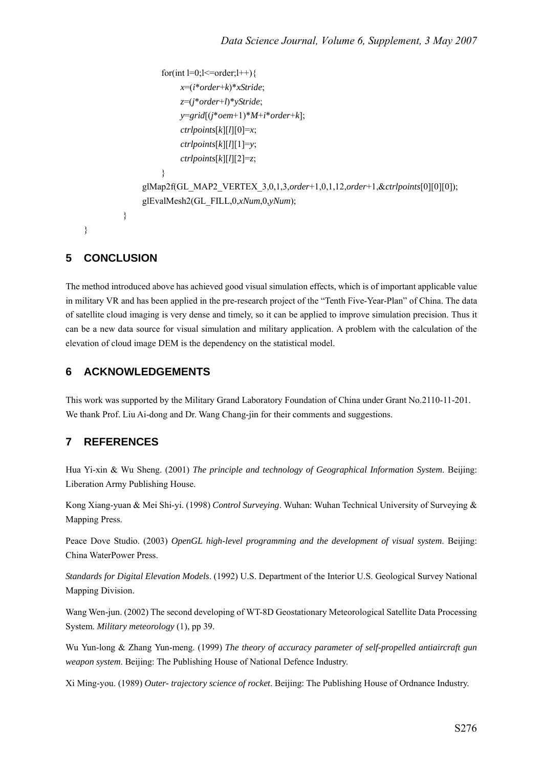```
            for(int l=0;l<=order;l++){
                x=(i*order+k)*xStride;
                z=(j*order+l)*yStride;
                y=grid[(j*oem+1)*M+i*order+k];
                ctrlpoints[k][l][0]=x;
                ctrlpoints[k][l][1]=y;
                ctrlpoints[k][l][2]=z;
            }
        glMap2f(GL_MAP2_VERTEX_3,0,1,3,order+1,0,1,12,order+1,&ctrlpoints[0][0][0]);
        glEvalMesh2(GL_FILL,0,xNum,0,yNum);
    }
}
```

## 5 CONCLUSION

The method introduced above has achieved good visual simulation effects, which is of important applicable value in military VR and has been applied in the pre-research project of the "Tenth Five-Year-Plan" of China. The data of satellite cloud imaging is very dense and timely, so it can be applied to improve simulation precision. Thus it can be a new data source for visual simulation and military application. A problem with the calculation of the elevation of cloud image DEM is the dependency on the statistical model.

## 6 ACKNOWLEDGEMENTS

This work was supported by the Military Grand Laboratory Foundation of China under Grant No.2110-11-201. We thank Prof. Liu Ai-dong and Dr. Wang Chang-jin for their comments and suggestions.

## 7 REFERENCES

Hua Yi-xin & Wu Sheng. (2001) *The principle and technology of Geographical Information System*. Beijing: Liberation Army Publishing House.

Kong Xiang-yuan & Mei Shi-yi. (1998) *Control Surveying*. Wuhan: Wuhan Technical University of Surveying & Mapping Press.

Peace Dove Studio. (2003) *OpenGL high-level programming and the development of visual system*. Beijing: China WaterPower Press.

*Standards for Digital Elevation Models*. (1992) U.S. Department of the Interior U.S. Geological Survey National Mapping Division.

Wang Wen-jun. (2002) The second developing of WT-8D Geostationary Meteorological Satellite Data Processing System. *Military meteorology* (1), pp 39.

Wu Yun-long & Zhang Yun-meng. (1999) *The theory of accuracy parameter of self-propelled antiaircraft gun weapon system*. Beijing: The Publishing House of National Defence Industry.

Xi Ming-you. (1989) *Outer- trajectory science of rocket*. Beijing: The Publishing House of Ordnance Industry.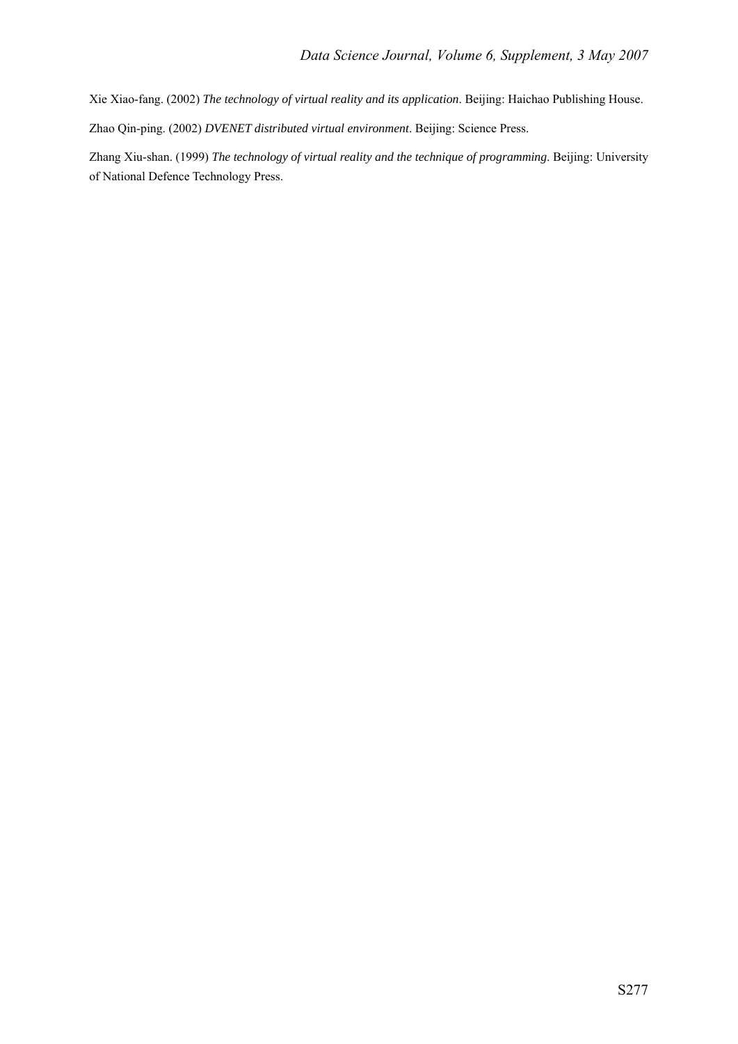Xie Xiao-fang. (2002) *The technology of virtual reality and its application*. Beijing: Haichao Publishing House.

Zhao Qin-ping. (2002) *DVENET distributed virtual environment*. Beijing: Science Press.

Zhang Xiu-shan. (1999) *The technology of virtual reality and the technique of programming*. Beijing: University of National Defence Technology Press.